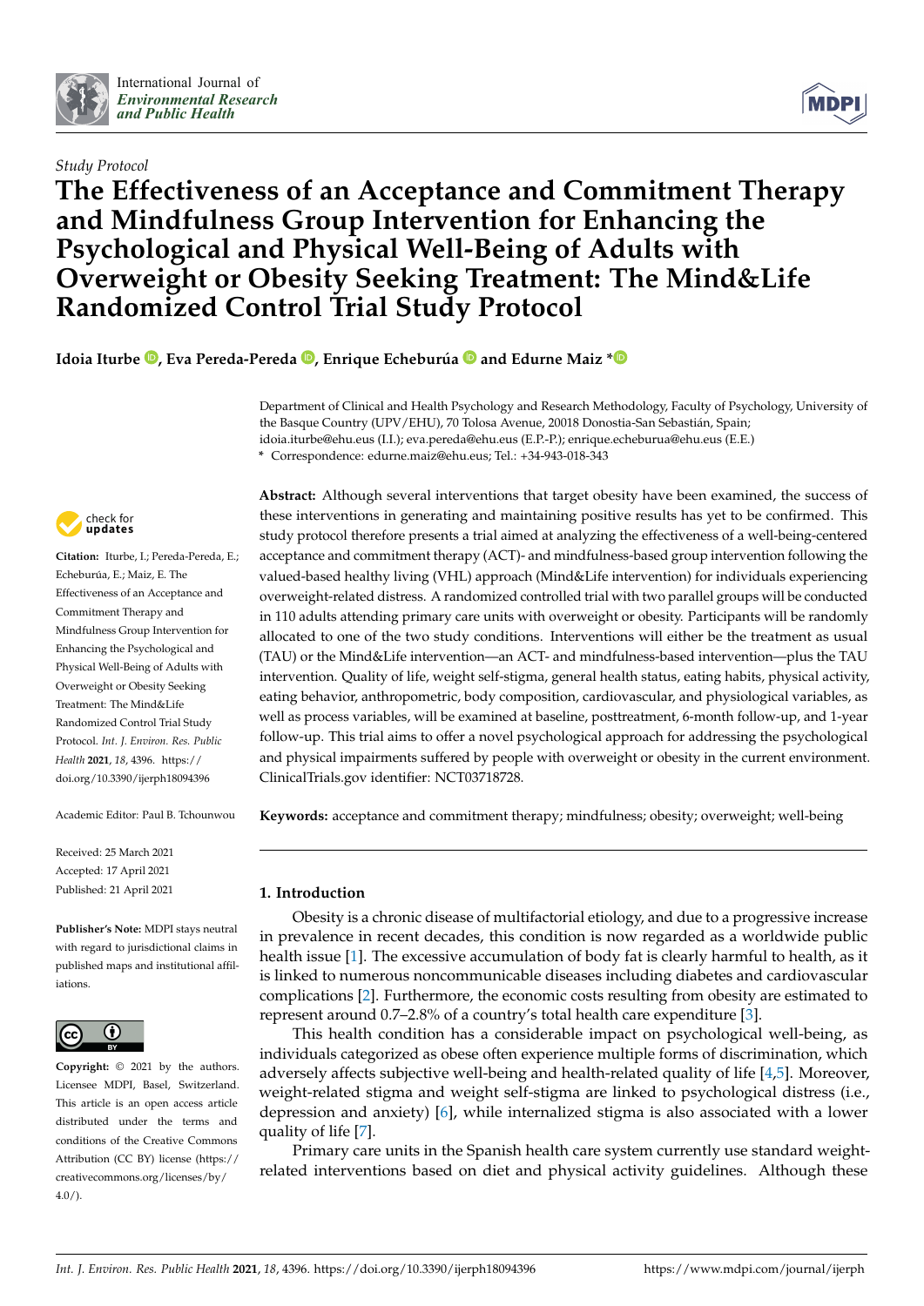*Study Protocol*

# The Effectiveness of an Acceptance and Commitment Therapy and Mindfulness Group Intervention for Enhancing the Psychological and Physical Well-Being of Adults with Overweight or Obesity Seeking Treatment: The Mind&Life Randomized Control Trial Study Protocol

**Idoia Iturbe, Eva Pereda-Pereda, Enrique Echeburúa and Edurne Maiz ***

Department of Clinical and Health Psychology and Research Methodology, Faculty of Psychology, University of the Basque Country (UPV/EHU), 70 Tolosa Avenue, 20018 Donostia-San Sebastián, Spain; idoia.iturbe@ehu.eus (I.I.); eva.pereda@ehu.eus (E.P.-P.); enrique.echeburua@ehu.eus (E.E.)

\* Correspondence: edurne.maiz@ehu.eus; Tel.: +34-943-018-343

**Citation:** Iturbe, I.; Pereda-Pereda, E.; Echeburúa, E.; Maiz, E. The Effectiveness of an Acceptance and Commitment Therapy and Mindfulness Group Intervention for Enhancing the Psychological and Physical Well-Being of Adults with Overweight or Obesity Seeking Treatment: The Mind&Life Randomized Control Trial Study Protocol. *Int. J. Environ. Res. Public Health* **2021**, *18*, 4396. https://doi.org/10.3390/ijerph18094396

Academic Editor: Paul B. Tchounwou

Received: 25 March 2021
Accepted: 17 April 2021
Published: 21 April 2021

**Publisher's Note:** MDPI stays neutral with regard to jurisdictional claims in published maps and institutional affiliations.

**Copyright:** © 2021 by the authors. Licensee MDPI, Basel, Switzerland. This article is an open access article distributed under the terms and conditions of the Creative Commons Attribution (CC BY) license (https://creativecommons.org/licenses/by/4.0/).

**Abstract:** Although several interventions that target obesity have been examined, the success of these interventions in generating and maintaining positive results has yet to be confirmed. This study protocol therefore presents a trial aimed at analyzing the effectiveness of a well-being-centered acceptance and commitment therapy (ACT)- and mindfulness-based group intervention following the valued-based healthy living (VHL) approach (Mind&Life intervention) for individuals experiencing overweight-related distress. A randomized controlled trial with two parallel groups will be conducted in 110 adults attending primary care units with overweight or obesity. Participants will be randomly allocated to one of the two study conditions. Interventions will either be the treatment as usual (TAU) or the Mind&Life intervention—an ACT- and mindfulness-based intervention—plus the TAU intervention. Quality of life, weight self-stigma, general health status, eating habits, physical activity, eating behavior, anthropometric, body composition, cardiovascular, and physiological variables, as well as process variables, will be examined at baseline, posttreatment, 6-month follow-up, and 1-year follow-up. This trial aims to offer a novel psychological approach for addressing the psychological and physical impairments suffered by people with overweight or obesity in the current environment. ClinicalTrials.gov identifier: NCT03718728.

**Keywords:** acceptance and commitment therapy; mindfulness; obesity; overweight; well-being

## 1. Introduction

Obesity is a chronic disease of multifactorial etiology, and due to a progressive increase in prevalence in recent decades, this condition is now regarded as a worldwide public health issue [1]. The excessive accumulation of body fat is clearly harmful to health, as it is linked to numerous noncommunicable diseases including diabetes and cardiovascular complications [2]. Furthermore, the economic costs resulting from obesity are estimated to represent around 0.7–2.8% of a country's total health care expenditure [3].

This health condition has a considerable impact on psychological well-being, as individuals categorized as obese often experience multiple forms of discrimination, which adversely affects subjective well-being and health-related quality of life [4,5]. Moreover, weight-related stigma and weight self-stigma are linked to psychological distress (i.e., depression and anxiety) [6], while internalized stigma is also associated with a lower quality of life [7].

Primary care units in the Spanish health care system currently use standard weight-related interventions based on diet and physical activity guidelines. Although these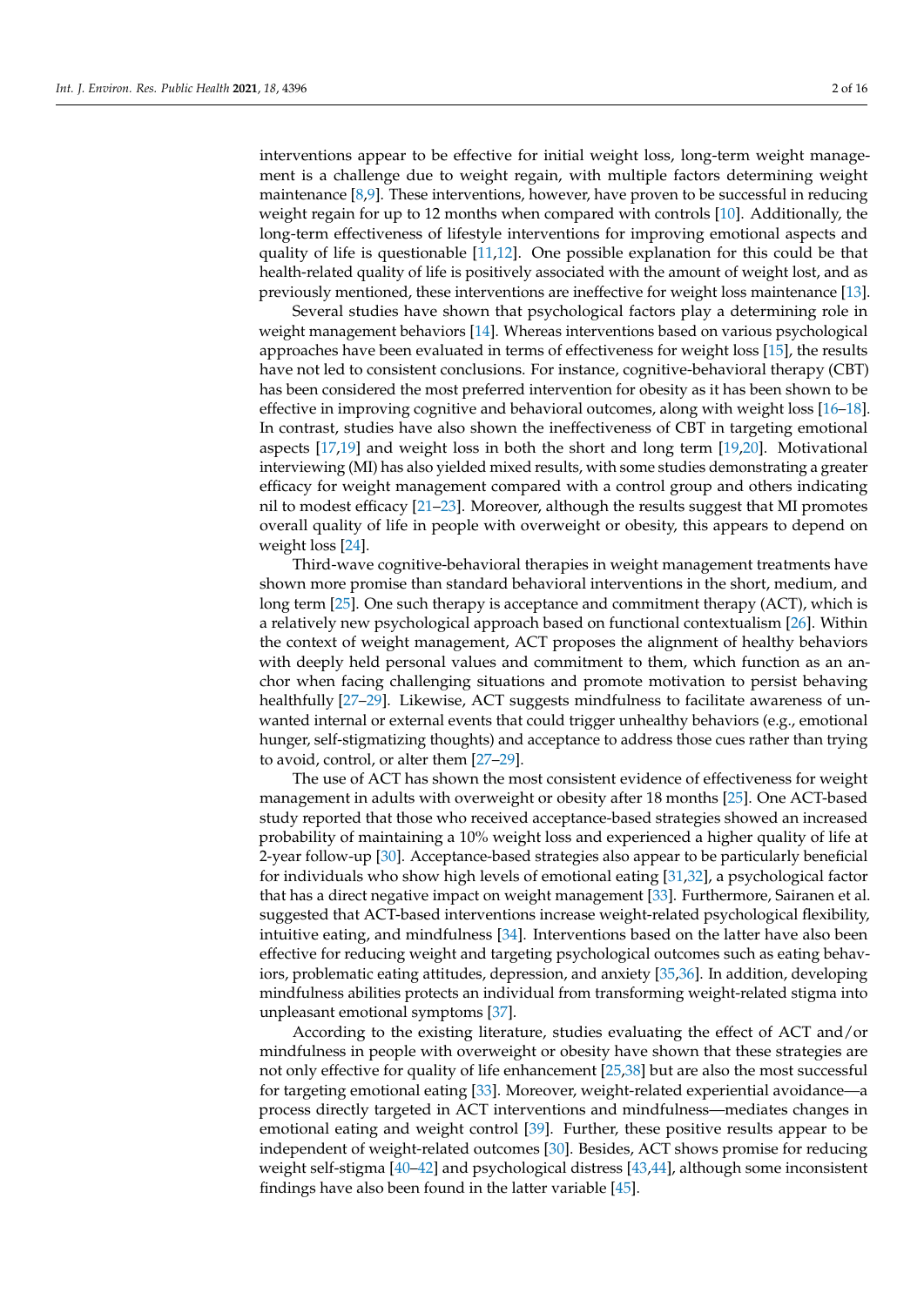interventions appear to be effective for initial weight loss, long-term weight management is a challenge due to weight regain, with multiple factors determining weight maintenance [8,9]. These interventions, however, have proven to be successful in reducing weight regain for up to 12 months when compared with controls [10]. Additionally, the long-term effectiveness of lifestyle interventions for improving emotional aspects and quality of life is questionable [11,12]. One possible explanation for this could be that health-related quality of life is positively associated with the amount of weight lost, and as previously mentioned, these interventions are ineffective for weight loss maintenance [13].

Several studies have shown that psychological factors play a determining role in weight management behaviors [14]. Whereas interventions based on various psychological approaches have been evaluated in terms of effectiveness for weight loss [15], the results have not led to consistent conclusions. For instance, cognitive-behavioral therapy (CBT) has been considered the most preferred intervention for obesity as it has been shown to be effective in improving cognitive and behavioral outcomes, along with weight loss [16–18]. In contrast, studies have also shown the ineffectiveness of CBT in targeting emotional aspects [17,19] and weight loss in both the short and long term [19,20]. Motivational interviewing (MI) has also yielded mixed results, with some studies demonstrating a greater efficacy for weight management compared with a control group and others indicating nil to modest efficacy [21–23]. Moreover, although the results suggest that MI promotes overall quality of life in people with overweight or obesity, this appears to depend on weight loss [24].

Third-wave cognitive-behavioral therapies in weight management treatments have shown more promise than standard behavioral interventions in the short, medium, and long term [25]. One such therapy is acceptance and commitment therapy (ACT), which is a relatively new psychological approach based on functional contextualism [26]. Within the context of weight management, ACT proposes the alignment of healthy behaviors with deeply held personal values and commitment to them, which function as an anchor when facing challenging situations and promote motivation to persist behaving healthfully [27–29]. Likewise, ACT suggests mindfulness to facilitate awareness of unwanted internal or external events that could trigger unhealthy behaviors (e.g., emotional hunger, self-stigmatizing thoughts) and acceptance to address those cues rather than trying to avoid, control, or alter them [27–29].

The use of ACT has shown the most consistent evidence of effectiveness for weight management in adults with overweight or obesity after 18 months [25]. One ACT-based study reported that those who received acceptance-based strategies showed an increased probability of maintaining a 10% weight loss and experienced a higher quality of life at 2-year follow-up [30]. Acceptance-based strategies also appear to be particularly beneficial for individuals who show high levels of emotional eating [31,32], a psychological factor that has a direct negative impact on weight management [33]. Furthermore, Sairanen et al. suggested that ACT-based interventions increase weight-related psychological flexibility, intuitive eating, and mindfulness [34]. Interventions based on the latter have also been effective for reducing weight and targeting psychological outcomes such as eating behaviors, problematic eating attitudes, depression, and anxiety [35,36]. In addition, developing mindfulness abilities protects an individual from transforming weight-related stigma into unpleasant emotional symptoms [37].

According to the existing literature, studies evaluating the effect of ACT and/or mindfulness in people with overweight or obesity have shown that these strategies are not only effective for quality of life enhancement [25,38] but are also the most successful for targeting emotional eating [33]. Moreover, weight-related experiential avoidance—a process directly targeted in ACT interventions and mindfulness—mediates changes in emotional eating and weight control [39]. Further, these positive results appear to be independent of weight-related outcomes [30]. Besides, ACT shows promise for reducing weight self-stigma [40–42] and psychological distress [43,44], although some inconsistent findings have also been found in the latter variable [45].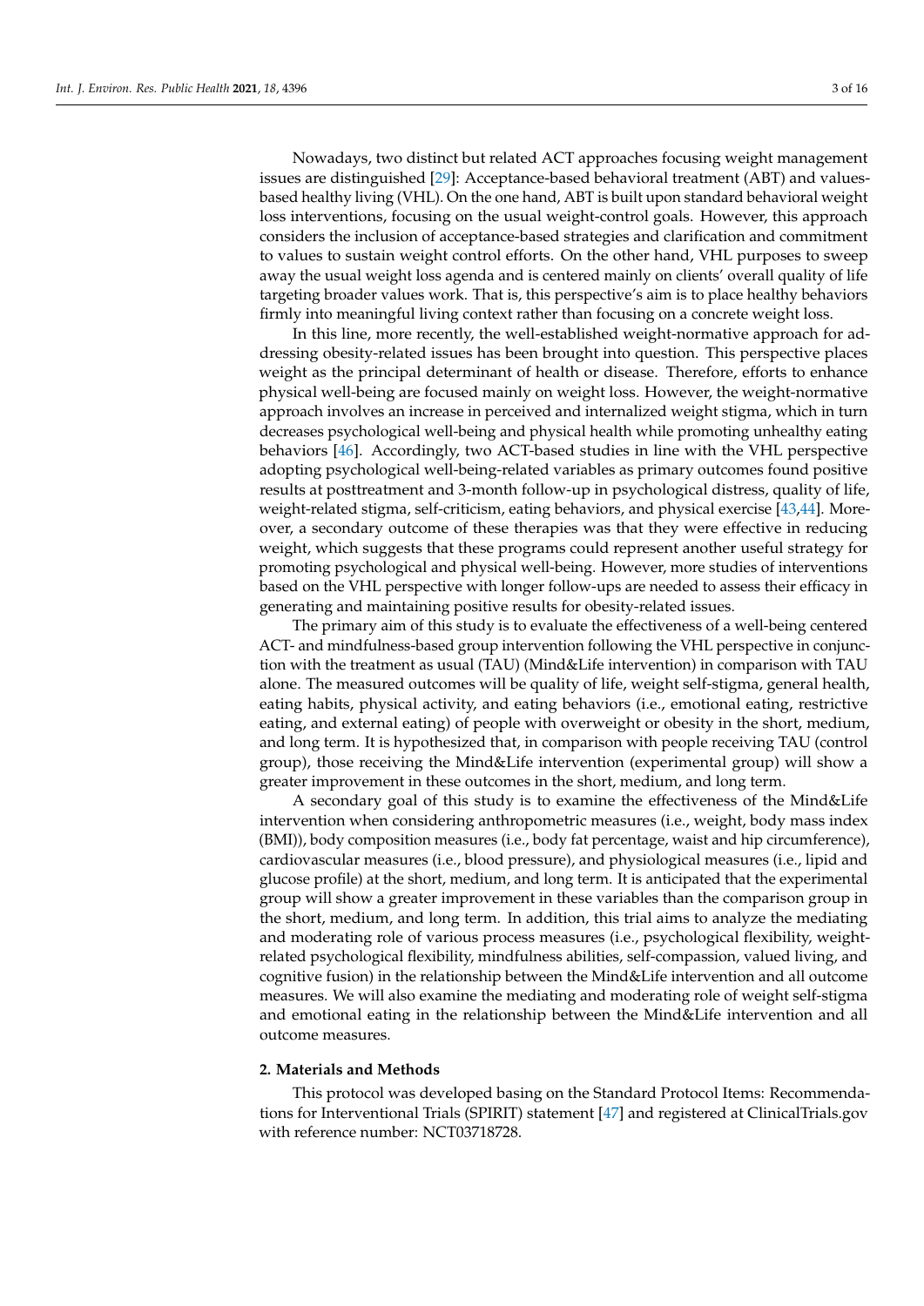Nowadays, two distinct but related ACT approaches focusing weight management issues are distinguished [29]: Acceptance-based behavioral treatment (ABT) and values-based healthy living (VHL). On the one hand, ABT is built upon standard behavioral weight loss interventions, focusing on the usual weight-control goals. However, this approach considers the inclusion of acceptance-based strategies and clarification and commitment to values to sustain weight control efforts. On the other hand, VHL purposes to sweep away the usual weight loss agenda and is centered mainly on clients' overall quality of life targeting broader values work. That is, this perspective's aim is to place healthy behaviors firmly into meaningful living context rather than focusing on a concrete weight loss.

In this line, more recently, the well-established weight-normative approach for addressing obesity-related issues has been brought into question. This perspective places weight as the principal determinant of health or disease. Therefore, efforts to enhance physical well-being are focused mainly on weight loss. However, the weight-normative approach involves an increase in perceived and internalized weight stigma, which in turn decreases psychological well-being and physical health while promoting unhealthy eating behaviors [46]. Accordingly, two ACT-based studies in line with the VHL perspective adopting psychological well-being-related variables as primary outcomes found positive results at posttreatment and 3-month follow-up in psychological distress, quality of life, weight-related stigma, self-criticism, eating behaviors, and physical exercise [43,44]. Moreover, a secondary outcome of these therapies was that they were effective in reducing weight, which suggests that these programs could represent another useful strategy for promoting psychological and physical well-being. However, more studies of interventions based on the VHL perspective with longer follow-ups are needed to assess their efficacy in generating and maintaining positive results for obesity-related issues.

The primary aim of this study is to evaluate the effectiveness of a well-being centered ACT- and mindfulness-based group intervention following the VHL perspective in conjunction with the treatment as usual (TAU) (Mind&Life intervention) in comparison with TAU alone. The measured outcomes will be quality of life, weight self-stigma, general health, eating habits, physical activity, and eating behaviors (i.e., emotional eating, restrictive eating, and external eating) of people with overweight or obesity in the short, medium, and long term. It is hypothesized that, in comparison with people receiving TAU (control group), those receiving the Mind&Life intervention (experimental group) will show a greater improvement in these outcomes in the short, medium, and long term.

A secondary goal of this study is to examine the effectiveness of the Mind&Life intervention when considering anthropometric measures (i.e., weight, body mass index (BMI)), body composition measures (i.e., body fat percentage, waist and hip circumference), cardiovascular measures (i.e., blood pressure), and physiological measures (i.e., lipid and glucose profile) at the short, medium, and long term. It is anticipated that the experimental group will show a greater improvement in these variables than the comparison group in the short, medium, and long term. In addition, this trial aims to analyze the mediating and moderating role of various process measures (i.e., psychological flexibility, weight-related psychological flexibility, mindfulness abilities, self-compassion, valued living, and cognitive fusion) in the relationship between the Mind&Life intervention and all outcome measures. We will also examine the mediating and moderating role of weight self-stigma and emotional eating in the relationship between the Mind&Life intervention and all outcome measures.

## 2. Materials and Methods

This protocol was developed basing on the Standard Protocol Items: Recommendations for Interventional Trials (SPIRIT) statement [47] and registered at ClinicalTrials.gov with reference number: NCT03718728.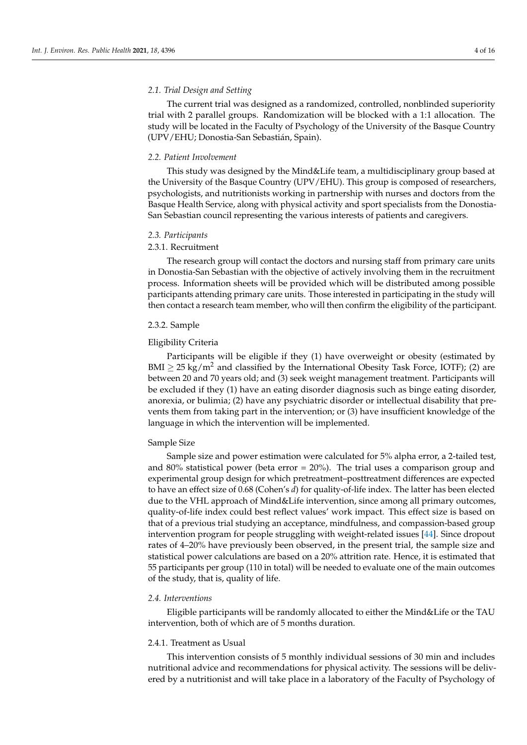### 2.1. Trial Design and Setting

The current trial was designed as a randomized, controlled, nonblinded superiority trial with 2 parallel groups. Randomization will be blocked with a 1:1 allocation. The study will be located in the Faculty of Psychology of the University of the Basque Country (UPV/EHU; Donostia-San Sebastián, Spain).

### 2.2. Patient Involvement

This study was designed by the Mind&Life team, a multidisciplinary group based at the University of the Basque Country (UPV/EHU). This group is composed of researchers, psychologists, and nutritionists working in partnership with nurses and doctors from the Basque Health Service, along with physical activity and sport specialists from the Donostia-San Sebastian council representing the various interests of patients and caregivers.

### 2.3. Participants

#### 2.3.1. Recruitment

The research group will contact the doctors and nursing staff from primary care units in Donostia-San Sebastian with the objective of actively involving them in the recruitment process. Information sheets will be provided which will be distributed among possible participants attending primary care units. Those interested in participating in the study will then contact a research team member, who will then confirm the eligibility of the participant.

#### 2.3.2. Sample

##### Eligibility Criteria

Participants will be eligible if they (1) have overweight or obesity (estimated by BMI $\geq$ 25 kg/m$^2$ and classified by the International Obesity Task Force, IOTF); (2) are between 20 and 70 years old; and (3) seek weight management treatment. Participants will be excluded if they (1) have an eating disorder diagnosis such as binge eating disorder, anorexia, or bulimia; (2) have any psychiatric disorder or intellectual disability that prevents them from taking part in the intervention; or (3) have insufficient knowledge of the language in which the intervention will be implemented.

##### Sample Size

Sample size and power estimation were calculated for 5% alpha error, a 2-tailed test, and 80% statistical power (beta error = 20%). The trial uses a comparison group and experimental group design for which pretreatment–posttreatment differences are expected to have an effect size of 0.68 (Cohen's $d$) for quality-of-life index. The latter has been elected due to the VHL approach of Mind&Life intervention, since among all primary outcomes, quality-of-life index could best reflect values' work impact. This effect size is based on that of a previous trial studying an acceptance, mindfulness, and compassion-based group intervention program for people struggling with weight-related issues [44]. Since dropout rates of 4–20% have previously been observed, in the present trial, the sample size and statistical power calculations are based on a 20% attrition rate. Hence, it is estimated that 55 participants per group (110 in total) will be needed to evaluate one of the main outcomes of the study, that is, quality of life.

### 2.4. Interventions

Eligible participants will be randomly allocated to either the Mind&Life or the TAU intervention, both of which are of 5 months duration.

#### 2.4.1. Treatment as Usual

This intervention consists of 5 monthly individual sessions of 30 min and includes nutritional advice and recommendations for physical activity. The sessions will be delivered by a nutritionist and will take place in a laboratory of the Faculty of Psychology of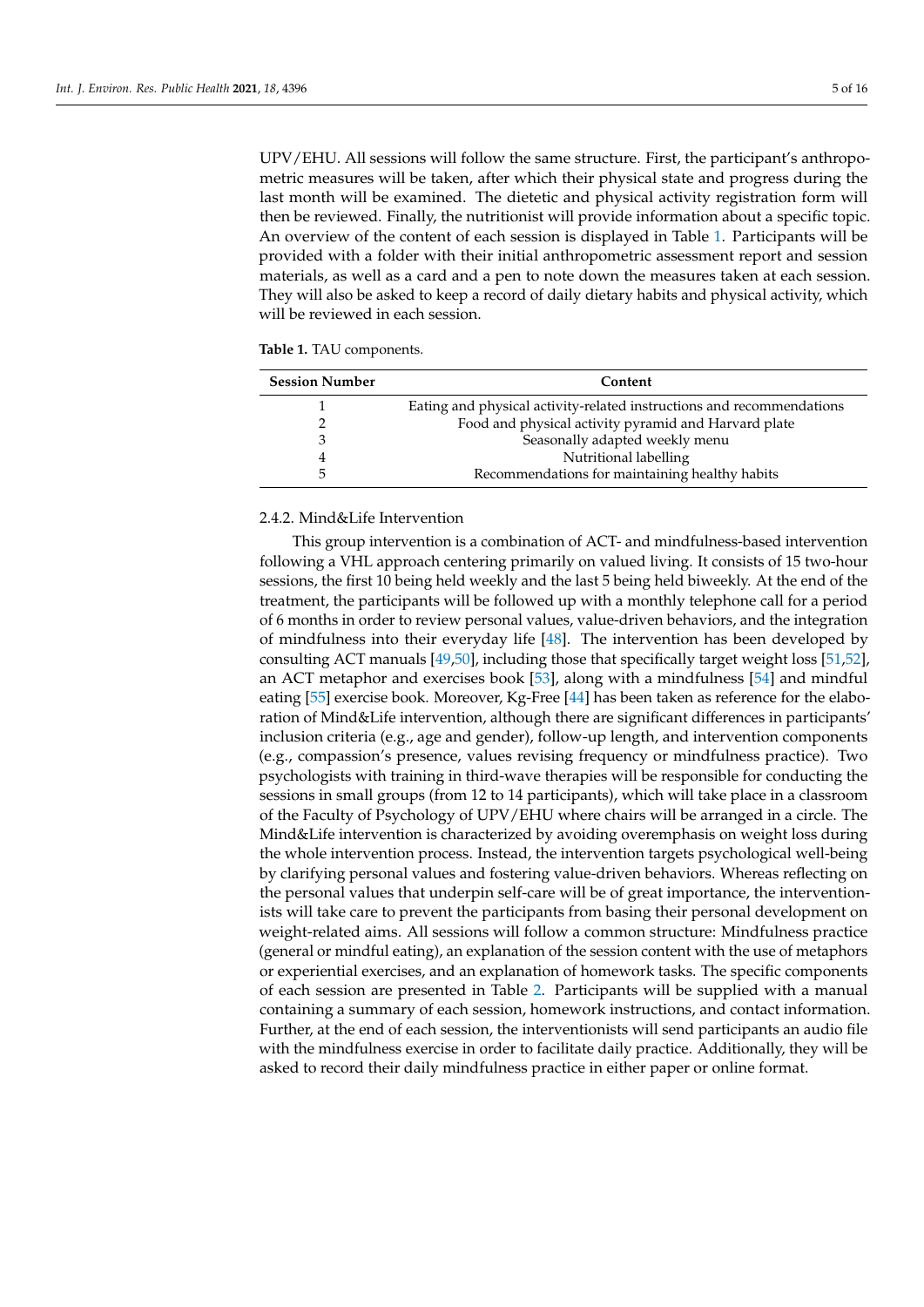UPV/EHU. All sessions will follow the same structure. First, the participant's anthropometric measures will be taken, after which their physical state and progress during the last month will be examined. The dietetic and physical activity registration form will then be reviewed. Finally, the nutritionist will provide information about a specific topic. An overview of the content of each session is displayed in Table 1. Participants will be provided with a folder with their initial anthropometric assessment report and session materials, as well as a card and a pen to note down the measures taken at each session. They will also be asked to keep a record of daily dietary habits and physical activity, which will be reviewed in each session.

**Table 1.** TAU components.

| Session Number | Content |
|---|---|
| 1 | Eating and physical activity-related instructions and recommendations |
| 2 | Food and physical activity pyramid and Harvard plate |
| 3 | Seasonally adapted weekly menu |
| 4 | Nutritional labelling |
| 5 | Recommendations for maintaining healthy habits |

#### 2.4.2. Mind&Life Intervention

This group intervention is a combination of ACT- and mindfulness-based intervention following a VHL approach centering primarily on valued living. It consists of 15 two-hour sessions, the first 10 being held weekly and the last 5 being held biweekly. At the end of the treatment, the participants will be followed up with a monthly telephone call for a period of 6 months in order to review personal values, value-driven behaviors, and the integration of mindfulness into their everyday life [48]. The intervention has been developed by consulting ACT manuals [49,50], including those that specifically target weight loss [51,52], an ACT metaphor and exercises book [53], along with a mindfulness [54] and mindful eating [55] exercise book. Moreover, Kg-Free [44] has been taken as reference for the elaboration of Mind&Life intervention, although there are significant differences in participants' inclusion criteria (e.g., age and gender), follow-up length, and intervention components (e.g., compassion's presence, values revising frequency or mindfulness practice). Two psychologists with training in third-wave therapies will be responsible for conducting the sessions in small groups (from 12 to 14 participants), which will take place in a classroom of the Faculty of Psychology of UPV/EHU where chairs will be arranged in a circle. The Mind&Life intervention is characterized by avoiding overemphasis on weight loss during the whole intervention process. Instead, the intervention targets psychological well-being by clarifying personal values and fostering value-driven behaviors. Whereas reflecting on the personal values that underpin self-care will be of great importance, the interventionists will take care to prevent the participants from basing their personal development on weight-related aims. All sessions will follow a common structure: Mindfulness practice (general or mindful eating), an explanation of the session content with the use of metaphors or experiential exercises, and an explanation of homework tasks. The specific components of each session are presented in Table 2. Participants will be supplied with a manual containing a summary of each session, homework instructions, and contact information. Further, at the end of each session, the interventionists will send participants an audio file with the mindfulness exercise in order to facilitate daily practice. Additionally, they will be asked to record their daily mindfulness practice in either paper or online format.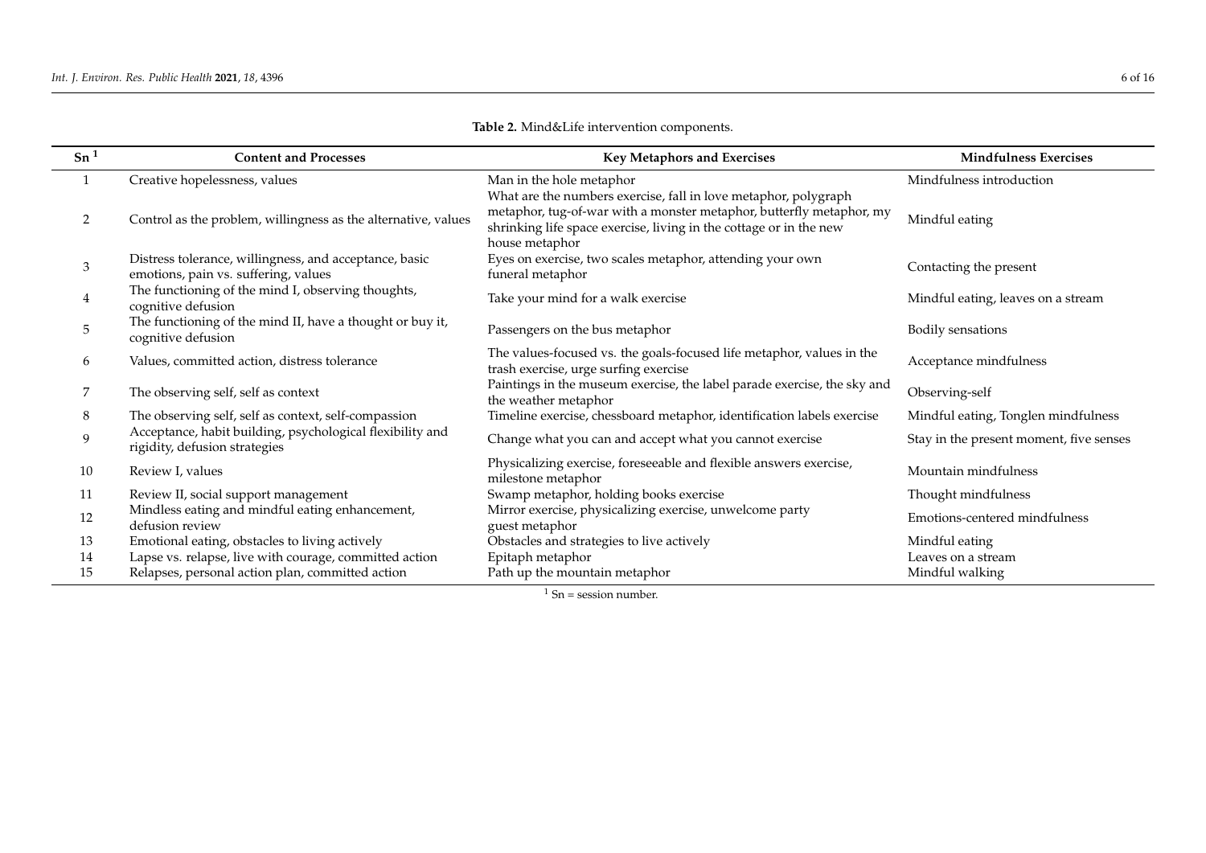**Table 2.** Mind&Life intervention components.

| Sn [1] | Content and Processes | Key Metaphors and Exercises | Mindfulness Exercises |
|---|---|---|---|
| 1 | Creative hopelessness, values | Man in the hole metaphor | Mindfulness introduction |
| 2 | Control as the problem, willingness as the alternative, values | What are the numbers exercise, fall in love metaphor, polygraph metaphor, tug-of-war with a monster metaphor, butterfly metaphor, my shrinking life space exercise, living in the cottage or in the new house metaphor | Mindful eating |
| 3 | Distress tolerance, willingness, and acceptance, basic emotions, pain vs. suffering, values | Eyes on exercise, two scales metaphor, attending your own funeral metaphor | Contacting the present |
| 4 | The functioning of the mind I, observing thoughts, cognitive defusion | Take your mind for a walk exercise | Mindful eating, leaves on a stream |
| 5 | The functioning of the mind II, have a thought or buy it, cognitive defusion | Passengers on the bus metaphor | Bodily sensations |
| 6 | Values, committed action, distress tolerance | The values-focused vs. the goals-focused life metaphor, values in the trash exercise, urge surfing exercise | Acceptance mindfulness |
| 7 | The observing self, self as context | Paintings in the museum exercise, the label parade exercise, the sky and the weather metaphor | Observing-self |
| 8 | The observing self, self as context, self-compassion | Timeline exercise, chessboard metaphor, identification labels exercise | Mindful eating, Tonglen mindfulness |
| 9 | Acceptance, habit building, psychological flexibility and rigidity, defusion strategies | Change what you can and accept what you cannot exercise | Stay in the present moment, five senses |
| 10 | Review I, values | Physicalizing exercise, foreseeable and flexible answers exercise, milestone metaphor | Mountain mindfulness |
| 11 | Review II, social support management | Swamp metaphor, holding books exercise | Thought mindfulness |
| 12 | Mindless eating and mindful eating enhancement, defusion review | Mirror exercise, physicalizing exercise, unwelcome party guest metaphor | Emotions-centered mindfulness |
| 13 | Emotional eating, obstacles to living actively | Obstacles and strategies to live actively | Mindful eating |
| 14 | Lapse vs. relapse, live with courage, committed action | Epitaph metaphor | Leaves on a stream |
| 15 | Relapses, personal action plan, committed action | Path up the mountain metaphor | Mindful walking |

[1] Sn = session number.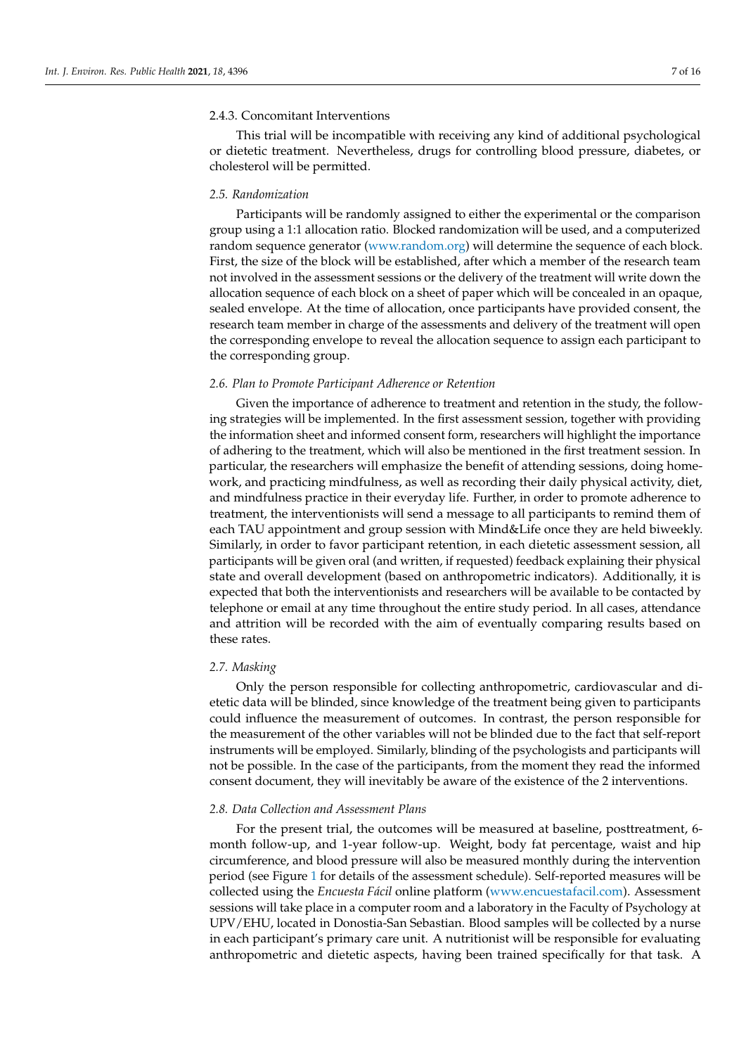#### 2.4.3. Concomitant Interventions

This trial will be incompatible with receiving any kind of additional psychological or dietetic treatment. Nevertheless, drugs for controlling blood pressure, diabetes, or cholesterol will be permitted.

### *2.5. Randomization*

Participants will be randomly assigned to either the experimental or the comparison group using a 1:1 allocation ratio. Blocked randomization will be used, and a computerized random sequence generator (www.random.org) will determine the sequence of each block. First, the size of the block will be established, after which a member of the research team not involved in the assessment sessions or the delivery of the treatment will write down the allocation sequence of each block on a sheet of paper which will be concealed in an opaque, sealed envelope. At the time of allocation, once participants have provided consent, the research team member in charge of the assessments and delivery of the treatment will open the corresponding envelope to reveal the allocation sequence to assign each participant to the corresponding group.

### *2.6. Plan to Promote Participant Adherence or Retention*

Given the importance of adherence to treatment and retention in the study, the following strategies will be implemented. In the first assessment session, together with providing the information sheet and informed consent form, researchers will highlight the importance of adhering to the treatment, which will also be mentioned in the first treatment session. In particular, the researchers will emphasize the benefit of attending sessions, doing homework, and practicing mindfulness, as well as recording their daily physical activity, diet, and mindfulness practice in their everyday life. Further, in order to promote adherence to treatment, the interventionists will send a message to all participants to remind them of each TAU appointment and group session with Mind&Life once they are held biweekly. Similarly, in order to favor participant retention, in each dietetic assessment session, all participants will be given oral (and written, if requested) feedback explaining their physical state and overall development (based on anthropometric indicators). Additionally, it is expected that both the interventionists and researchers will be available to be contacted by telephone or email at any time throughout the entire study period. In all cases, attendance and attrition will be recorded with the aim of eventually comparing results based on these rates.

### *2.7. Masking*

Only the person responsible for collecting anthropometric, cardiovascular and dietetic data will be blinded, since knowledge of the treatment being given to participants could influence the measurement of outcomes. In contrast, the person responsible for the measurement of the other variables will not be blinded due to the fact that self-report instruments will be employed. Similarly, blinding of the psychologists and participants will not be possible. In the case of the participants, from the moment they read the informed consent document, they will inevitably be aware of the existence of the 2 interventions.

### *2.8. Data Collection and Assessment Plans*

For the present trial, the outcomes will be measured at baseline, posttreatment, 6-month follow-up, and 1-year follow-up. Weight, body fat percentage, waist and hip circumference, and blood pressure will also be measured monthly during the intervention period (see Figure 1 for details of the assessment schedule). Self-reported measures will be collected using the *Encuesta Fácil* online platform (www.encuestafacil.com). Assessment sessions will take place in a computer room and a laboratory in the Faculty of Psychology at UPV/EHU, located in Donostia-San Sebastian. Blood samples will be collected by a nurse in each participant's primary care unit. A nutritionist will be responsible for evaluating anthropometric and dietetic aspects, having been trained specifically for that task. A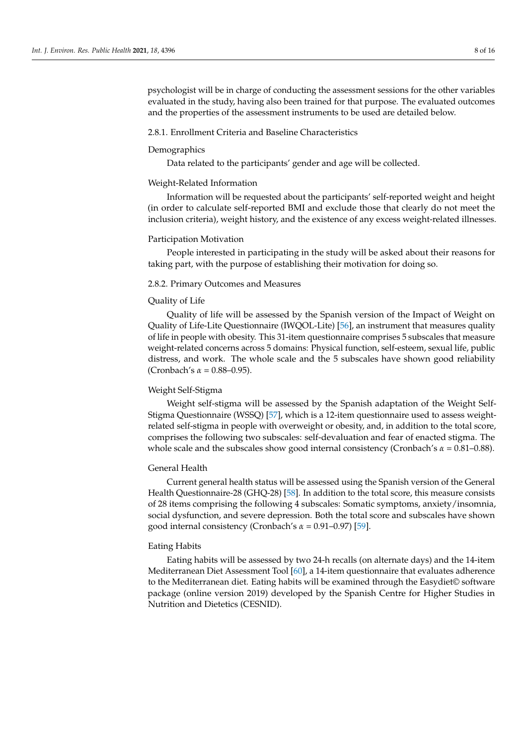psychologist will be in charge of conducting the assessment sessions for the other variables evaluated in the study, having also been trained for that purpose. The evaluated outcomes and the properties of the assessment instruments to be used are detailed below.

### 2.8.1. Enrollment Criteria and Baseline Characteristics

#### Demographics

Data related to the participants' gender and age will be collected.

#### Weight-Related Information

Information will be requested about the participants' self-reported weight and height (in order to calculate self-reported BMI and exclude those that clearly do not meet the inclusion criteria), weight history, and the existence of any excess weight-related illnesses.

#### Participation Motivation

People interested in participating in the study will be asked about their reasons for taking part, with the purpose of establishing their motivation for doing so.

### 2.8.2. Primary Outcomes and Measures

#### Quality of Life

Quality of life will be assessed by the Spanish version of the Impact of Weight on Quality of Life-Lite Questionnaire (IWQOL-Lite) [56], an instrument that measures quality of life in people with obesity. This 31-item questionnaire comprises 5 subscales that measure weight-related concerns across 5 domains: Physical function, self-esteem, sexual life, public distress, and work. The whole scale and the 5 subscales have shown good reliability (Cronbach's $\alpha$ = 0.88–0.95).

#### Weight Self-Stigma

Weight self-stigma will be assessed by the Spanish adaptation of the Weight Self-Stigma Questionnaire (WSSQ) [57], which is a 12-item questionnaire used to assess weight-related self-stigma in people with overweight or obesity, and, in addition to the total score, comprises the following two subscales: self-devaluation and fear of enacted stigma. The whole scale and the subscales show good internal consistency (Cronbach's $\alpha$ = 0.81–0.88).

#### General Health

Current general health status will be assessed using the Spanish version of the General Health Questionnaire-28 (GHQ-28) [58]. In addition to the total score, this measure consists of 28 items comprising the following 4 subscales: Somatic symptoms, anxiety/insomnia, social dysfunction, and severe depression. Both the total score and subscales have shown good internal consistency (Cronbach's $\alpha$ = 0.91–0.97) [59].

#### Eating Habits

Eating habits will be assessed by two 24-h recalls (on alternate days) and the 14-item Mediterranean Diet Assessment Tool [60], a 14-item questionnaire that evaluates adherence to the Mediterranean diet. Eating habits will be examined through the Easydiet© software package (online version 2019) developed by the Spanish Centre for Higher Studies in Nutrition and Dietetics (CESNID).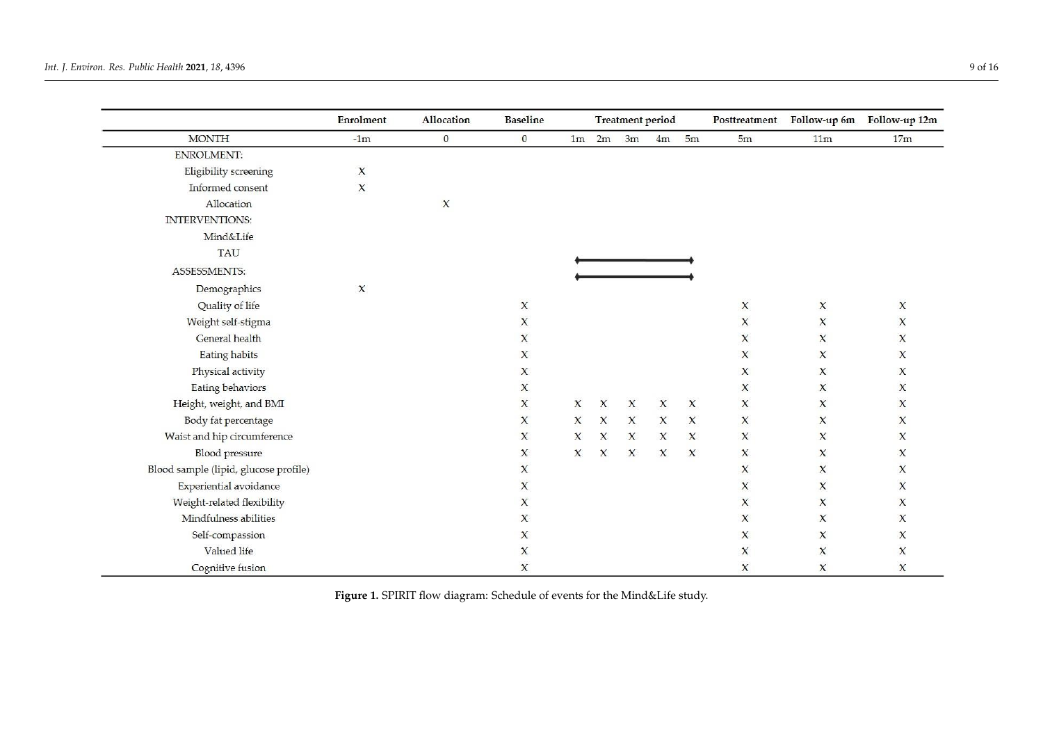| | Enrolment | Allocation | Baseline | Treatment period | | | | | Posttreatment | Follow-up 6m | Follow-up 12m |
|---|---|---|---|---|---|---|---|---|---|---|---|
| MONTH | -1m | 0 | 0 | 1m | 2m | 3m | 4m | 5m | 5m | 11m | 17m |
| ENROLMENT: | | | | | | | | | | | |
| Eligibility screening | X | | | | | | | | | | |
| Informed consent | X | | | | | | | | | | |
| Allocation | | X | | | | | | | | | |
| INTERVENTIONS: | | | | | | | | | | | |
| Mind&Life | | | | ◆——— | ——— | ——— | ——— | ———◆ | | | |
| TAU | | | | ◆——— | ——— | ——— | ——— | ———◆ | | | |
| ASSESSMENTS: | | | | | | | | | | | |
| Demographics | X | | | | | | | | | | |
| Quality of life | | | X | | | | | | X | X | X |
| Weight self-stigma | | | X | | | | | | X | X | X |
| General health | | | X | | | | | | X | X | X |
| Eating habits | | | X | | | | | | X | X | X |
| Physical activity | | | X | | | | | | X | X | X |
| Eating behaviors | | | X | | | | | | X | X | X |
| Height, weight, and BMI | | | X | X | X | X | X | X | X | X | X |
| Body fat percentage | | | X | X | X | X | X | X | X | X | X |
| Waist and hip circumference | | | X | X | X | X | X | X | X | X | X |
| Blood pressure | | | X | X | X | X | X | X | X | X | X |
| Blood sample (lipid, glucose profile) | | | X | | | | | | X | X | X |
| Experiential avoidance | | | X | | | | | | X | X | X |
| Weight-related flexibility | | | X | | | | | | X | X | X |
| Mindfulness abilities | | | X | | | | | | X | X | X |
| Self-compassion | | | X | | | | | | X | X | X |
| Valued life | | | X | | | | | | X | X | X |
| Cognitive fusion | | | X | | | | | | X | X | X |

**Figure 1.** SPIRIT flow diagram: Schedule of events for the Mind&Life study.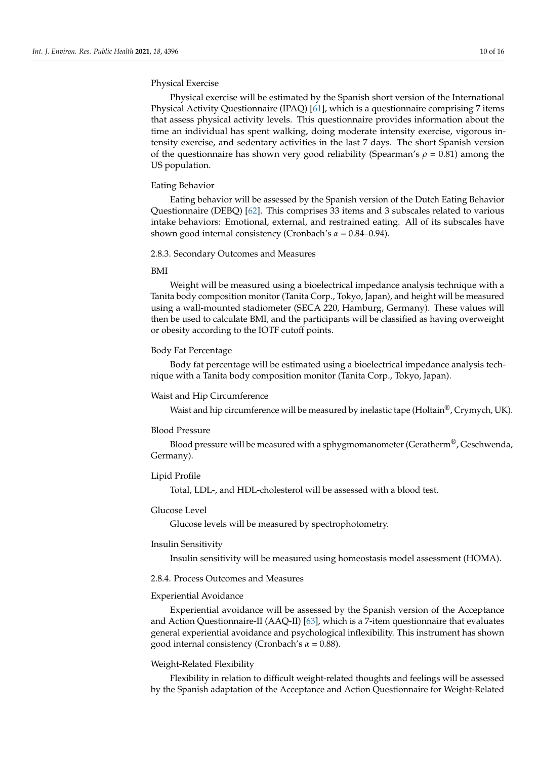Physical Exercise

Physical exercise will be estimated by the Spanish short version of the International Physical Activity Questionnaire (IPAQ) [61], which is a questionnaire comprising 7 items that assess physical activity levels. This questionnaire provides information about the time an individual has spent walking, doing moderate intensity exercise, vigorous intensity exercise, and sedentary activities in the last 7 days. The short Spanish version of the questionnaire has shown very good reliability (Spearman's $\rho$ = 0.81) among the US population.

Eating Behavior

Eating behavior will be assessed by the Spanish version of the Dutch Eating Behavior Questionnaire (DEBQ) [62]. This comprises 33 items and 3 subscales related to various intake behaviors: Emotional, external, and restrained eating. All of its subscales have shown good internal consistency (Cronbach's $\alpha$ = 0.84–0.94).

#### 2.8.3. Secondary Outcomes and Measures

BMI

Weight will be measured using a bioelectrical impedance analysis technique with a Tanita body composition monitor (Tanita Corp., Tokyo, Japan), and height will be measured using a wall-mounted stadiometer (SECA 220, Hamburg, Germany). These values will then be used to calculate BMI, and the participants will be classified as having overweight or obesity according to the IOTF cutoff points.

Body Fat Percentage

Body fat percentage will be estimated using a bioelectrical impedance analysis technique with a Tanita body composition monitor (Tanita Corp., Tokyo, Japan).

Waist and Hip Circumference

Waist and hip circumference will be measured by inelastic tape (Holtain®, Crymych, UK).

Blood Pressure

Blood pressure will be measured with a sphygmomanometer (Geratherm®, Geschwenda, Germany).

Lipid Profile

Total, LDL-, and HDL-cholesterol will be assessed with a blood test.

Glucose Level

Glucose levels will be measured by spectrophotometry.

Insulin Sensitivity

Insulin sensitivity will be measured using homeostasis model assessment (HOMA).

#### 2.8.4. Process Outcomes and Measures

Experiential Avoidance

Experiential avoidance will be assessed by the Spanish version of the Acceptance and Action Questionnaire-II (AAQ-II) [63], which is a 7-item questionnaire that evaluates general experiential avoidance and psychological inflexibility. This instrument has shown good internal consistency (Cronbach's $\alpha$ = 0.88).

Weight-Related Flexibility

Flexibility in relation to difficult weight-related thoughts and feelings will be assessed by the Spanish adaptation of the Acceptance and Action Questionnaire for Weight-Related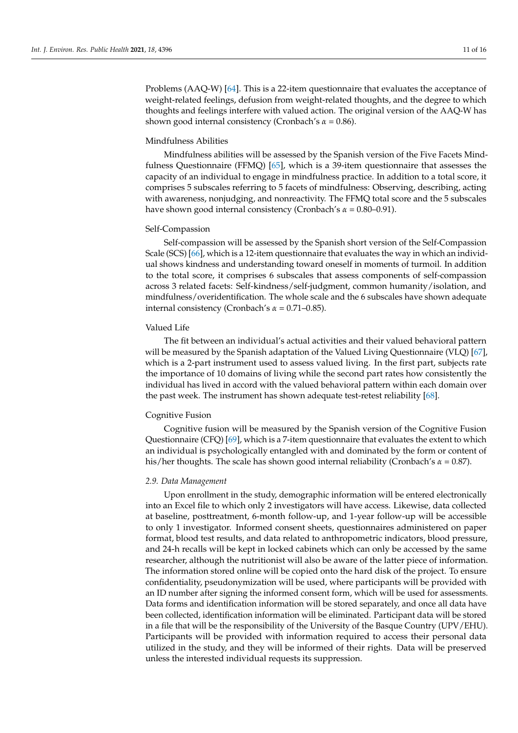Problems (AAQ-W) [64]. This is a 22-item questionnaire that evaluates the acceptance of weight-related feelings, defusion from weight-related thoughts, and the degree to which thoughts and feelings interfere with valued action. The original version of the AAQ-W has shown good internal consistency (Cronbach's $\alpha$ = 0.86).

Mindfulness Abilities

Mindfulness abilities will be assessed by the Spanish version of the Five Facets Mindfulness Questionnaire (FFMQ) [65], which is a 39-item questionnaire that assesses the capacity of an individual to engage in mindfulness practice. In addition to a total score, it comprises 5 subscales referring to 5 facets of mindfulness: Observing, describing, acting with awareness, nonjudging, and nonreactivity. The FFMQ total score and the 5 subscales have shown good internal consistency (Cronbach's $\alpha$ = 0.80–0.91).

Self-Compassion

Self-compassion will be assessed by the Spanish short version of the Self-Compassion Scale (SCS) [66], which is a 12-item questionnaire that evaluates the way in which an individual shows kindness and understanding toward oneself in moments of turmoil. In addition to the total score, it comprises 6 subscales that assess components of self-compassion across 3 related facets: Self-kindness/self-judgment, common humanity/isolation, and mindfulness/overidentification. The whole scale and the 6 subscales have shown adequate internal consistency (Cronbach's $\alpha$ = 0.71–0.85).

Valued Life

The fit between an individual's actual activities and their valued behavioral pattern will be measured by the Spanish adaptation of the Valued Living Questionnaire (VLQ) [67], which is a 2-part instrument used to assess valued living. In the first part, subjects rate the importance of 10 domains of living while the second part rates how consistently the individual has lived in accord with the valued behavioral pattern within each domain over the past week. The instrument has shown adequate test-retest reliability [68].

Cognitive Fusion

Cognitive fusion will be measured by the Spanish version of the Cognitive Fusion Questionnaire (CFQ) [69], which is a 7-item questionnaire that evaluates the extent to which an individual is psychologically entangled with and dominated by the form or content of his/her thoughts. The scale has shown good internal reliability (Cronbach's $\alpha$ = 0.87).

### *2.9. Data Management*

Upon enrollment in the study, demographic information will be entered electronically into an Excel file to which only 2 investigators will have access. Likewise, data collected at baseline, posttreatment, 6-month follow-up, and 1-year follow-up will be accessible to only 1 investigator. Informed consent sheets, questionnaires administered on paper format, blood test results, and data related to anthropometric indicators, blood pressure, and 24-h recalls will be kept in locked cabinets which can only be accessed by the same researcher, although the nutritionist will also be aware of the latter piece of information. The information stored online will be copied onto the hard disk of the project. To ensure confidentiality, pseudonymization will be used, where participants will be provided with an ID number after signing the informed consent form, which will be used for assessments. Data forms and identification information will be stored separately, and once all data have been collected, identification information will be eliminated. Participant data will be stored in a file that will be the responsibility of the University of the Basque Country (UPV/EHU). Participants will be provided with information required to access their personal data utilized in the study, and they will be informed of their rights. Data will be preserved unless the interested individual requests its suppression.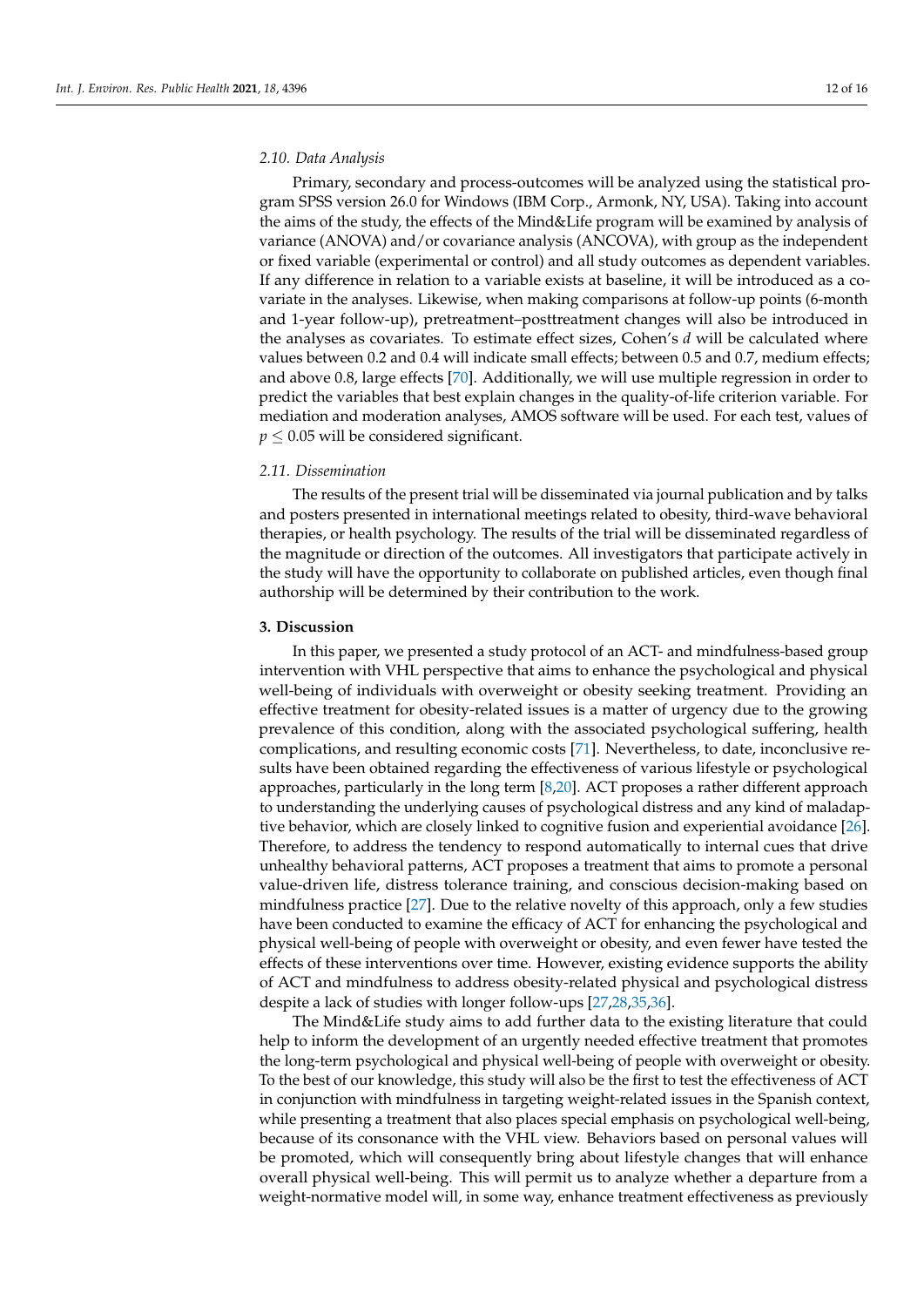### 2.10. Data Analysis

Primary, secondary and process-outcomes will be analyzed using the statistical program SPSS version 26.0 for Windows (IBM Corp., Armonk, NY, USA). Taking into account the aims of the study, the effects of the Mind&Life program will be examined by analysis of variance (ANOVA) and/or covariance analysis (ANCOVA), with group as the independent or fixed variable (experimental or control) and all study outcomes as dependent variables. If any difference in relation to a variable exists at baseline, it will be introduced as a covariate in the analyses. Likewise, when making comparisons at follow-up points (6-month and 1-year follow-up), pretreatment–posttreatment changes will also be introduced in the analyses as covariates. To estimate effect sizes, Cohen's $d$ will be calculated where values between 0.2 and 0.4 will indicate small effects; between 0.5 and 0.7, medium effects; and above 0.8, large effects [70]. Additionally, we will use multiple regression in order to predict the variables that best explain changes in the quality-of-life criterion variable. For mediation and moderation analyses, AMOS software will be used. For each test, values of $p \leq 0.05$ will be considered significant.

### 2.11. Dissemination

The results of the present trial will be disseminated via journal publication and by talks and posters presented in international meetings related to obesity, third-wave behavioral therapies, or health psychology. The results of the trial will be disseminated regardless of the magnitude or direction of the outcomes. All investigators that participate actively in the study will have the opportunity to collaborate on published articles, even though final authorship will be determined by their contribution to the work.

## 3. Discussion

In this paper, we presented a study protocol of an ACT- and mindfulness-based group intervention with VHL perspective that aims to enhance the psychological and physical well-being of individuals with overweight or obesity seeking treatment. Providing an effective treatment for obesity-related issues is a matter of urgency due to the growing prevalence of this condition, along with the associated psychological suffering, health complications, and resulting economic costs [71]. Nevertheless, to date, inconclusive results have been obtained regarding the effectiveness of various lifestyle or psychological approaches, particularly in the long term [8,20]. ACT proposes a rather different approach to understanding the underlying causes of psychological distress and any kind of maladaptive behavior, which are closely linked to cognitive fusion and experiential avoidance [26]. Therefore, to address the tendency to respond automatically to internal cues that drive unhealthy behavioral patterns, ACT proposes a treatment that aims to promote a personal value-driven life, distress tolerance training, and conscious decision-making based on mindfulness practice [27]. Due to the relative novelty of this approach, only a few studies have been conducted to examine the efficacy of ACT for enhancing the psychological and physical well-being of people with overweight or obesity, and even fewer have tested the effects of these interventions over time. However, existing evidence supports the ability of ACT and mindfulness to address obesity-related physical and psychological distress despite a lack of studies with longer follow-ups [27,28,35,36].

The Mind&Life study aims to add further data to the existing literature that could help to inform the development of an urgently needed effective treatment that promotes the long-term psychological and physical well-being of people with overweight or obesity. To the best of our knowledge, this study will also be the first to test the effectiveness of ACT in conjunction with mindfulness in targeting weight-related issues in the Spanish context, while presenting a treatment that also places special emphasis on psychological well-being, because of its consonance with the VHL view. Behaviors based on personal values will be promoted, which will consequently bring about lifestyle changes that will enhance overall physical well-being. This will permit us to analyze whether a departure from a weight-normative model will, in some way, enhance treatment effectiveness as previously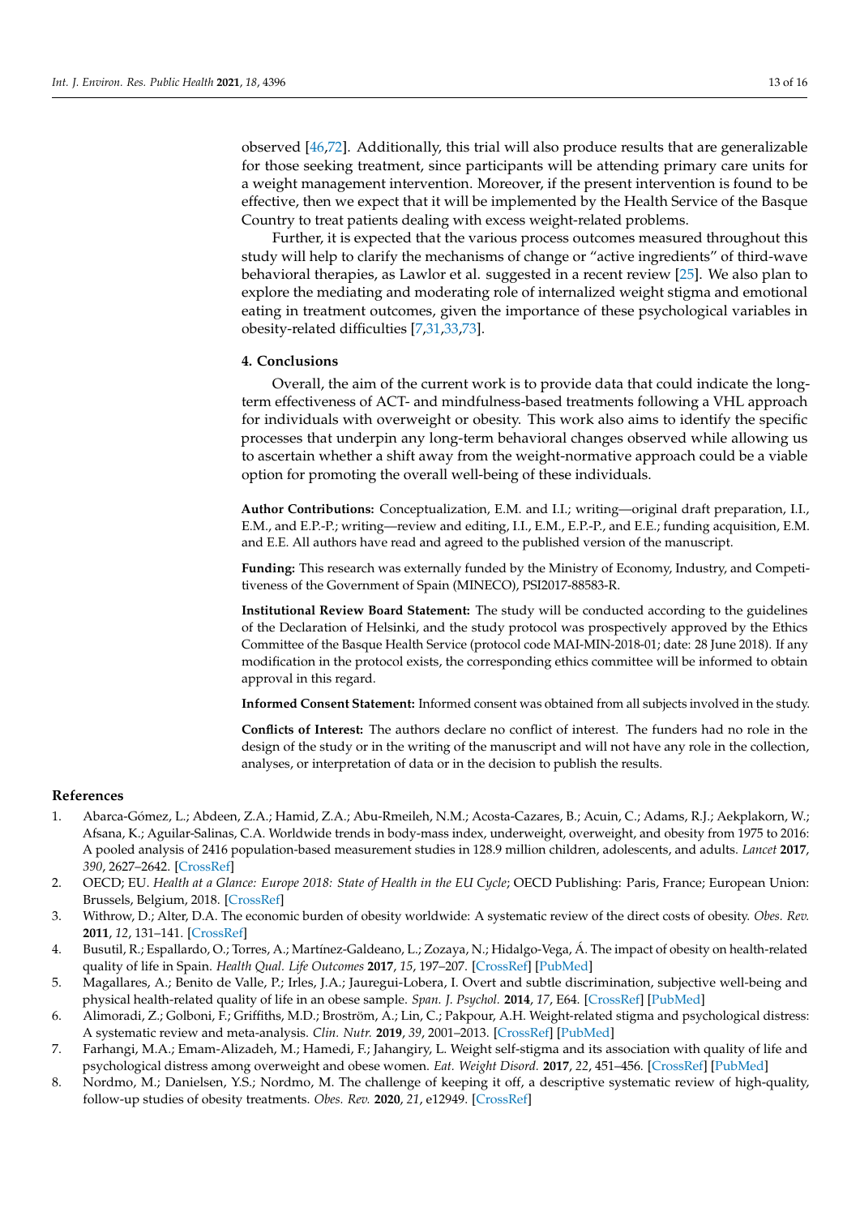observed [46,72]. Additionally, this trial will also produce results that are generalizable for those seeking treatment, since participants will be attending primary care units for a weight management intervention. Moreover, if the present intervention is found to be effective, then we expect that it will be implemented by the Health Service of the Basque Country to treat patients dealing with excess weight-related problems.

Further, it is expected that the various process outcomes measured throughout this study will help to clarify the mechanisms of change or "active ingredients" of third-wave behavioral therapies, as Lawlor et al. suggested in a recent review [25]. We also plan to explore the mediating and moderating role of internalized weight stigma and emotional eating in treatment outcomes, given the importance of these psychological variables in obesity-related difficulties [7,31,33,73].

## 4. Conclusions

Overall, the aim of the current work is to provide data that could indicate the long-term effectiveness of ACT- and mindfulness-based treatments following a VHL approach for individuals with overweight or obesity. This work also aims to identify the specific processes that underpin any long-term behavioral changes observed while allowing us to ascertain whether a shift away from the weight-normative approach could be a viable option for promoting the overall well-being of these individuals.

**Author Contributions:** Conceptualization, E.M. and I.I.; writing—original draft preparation, I.I., E.M., and E.P.-P.; writing—review and editing, I.I., E.M., E.P.-P., and E.E.; funding acquisition, E.M. and E.E. All authors have read and agreed to the published version of the manuscript.

**Funding:** This research was externally funded by the Ministry of Economy, Industry, and Competitiveness of the Government of Spain (MINECO), PSI2017-88583-R.

**Institutional Review Board Statement:** The study will be conducted according to the guidelines of the Declaration of Helsinki, and the study protocol was prospectively approved by the Ethics Committee of the Basque Health Service (protocol code MAI-MIN-2018-01; date: 28 June 2018). If any modification in the protocol exists, the corresponding ethics committee will be informed to obtain approval in this regard.

**Informed Consent Statement:** Informed consent was obtained from all subjects involved in the study.

**Conflicts of Interest:** The authors declare no conflict of interest. The funders had no role in the design of the study or in the writing of the manuscript and will not have any role in the collection, analyses, or interpretation of data or in the decision to publish the results.

## References

1. Abarca-Gómez, L.; Abdeen, Z.A.; Hamid, Z.A.; Abu-Rmeileh, N.M.; Acosta-Cazares, B.; Acuin, C.; Adams, R.J.; Aekplakorn, W.; Afsana, K.; Aguilar-Salinas, C.A. Worldwide trends in body-mass index, underweight, overweight, and obesity from 1975 to 2016: A pooled analysis of 2416 population-based measurement studies in 128.9 million children, adolescents, and adults. *Lancet* **2017**, *390*, 2627–2642. [CrossRef]
2. OECD; EU. *Health at a Glance: Europe 2018: State of Health in the EU Cycle*; OECD Publishing: Paris, France; European Union: Brussels, Belgium, 2018. [CrossRef]
3. Withrow, D.; Alter, D.A. The economic burden of obesity worldwide: A systematic review of the direct costs of obesity. *Obes. Rev.* **2011**, *12*, 131–141. [CrossRef]
4. Busutil, R.; Espallardo, O.; Torres, A.; Martínez-Galdeano, L.; Zozaya, N.; Hidalgo-Vega, Á. The impact of obesity on health-related quality of life in Spain. *Health Qual. Life Outcomes* **2017**, *15*, 197–207. [CrossRef] [PubMed]
5. Magallares, A.; Benito de Valle, P.; Irles, J.A.; Jauregui-Lobera, I. Overt and subtle discrimination, subjective well-being and physical health-related quality of life in an obese sample. *Span. J. Psychol.* **2014**, *17*, E64. [CrossRef] [PubMed]
6. Alimoradi, Z.; Golboni, F.; Griffiths, M.D.; Broström, A.; Lin, C.; Pakpour, A.H. Weight-related stigma and psychological distress: A systematic review and meta-analysis. *Clin. Nutr.* **2019**, *39*, 2001–2013. [CrossRef] [PubMed]
7. Farhangi, M.A.; Emam-Alizadeh, M.; Hamedi, F.; Jahangiry, L. Weight self-stigma and its association with quality of life and psychological distress among overweight and obese women. *Eat. Weight Disord.* **2017**, *22*, 451–456. [CrossRef] [PubMed]
8. Nordmo, M.; Danielsen, Y.S.; Nordmo, M. The challenge of keeping it off, a descriptive systematic review of high-quality, follow-up studies of obesity treatments. *Obes. Rev.* **2020**, *21*, e12949. [CrossRef]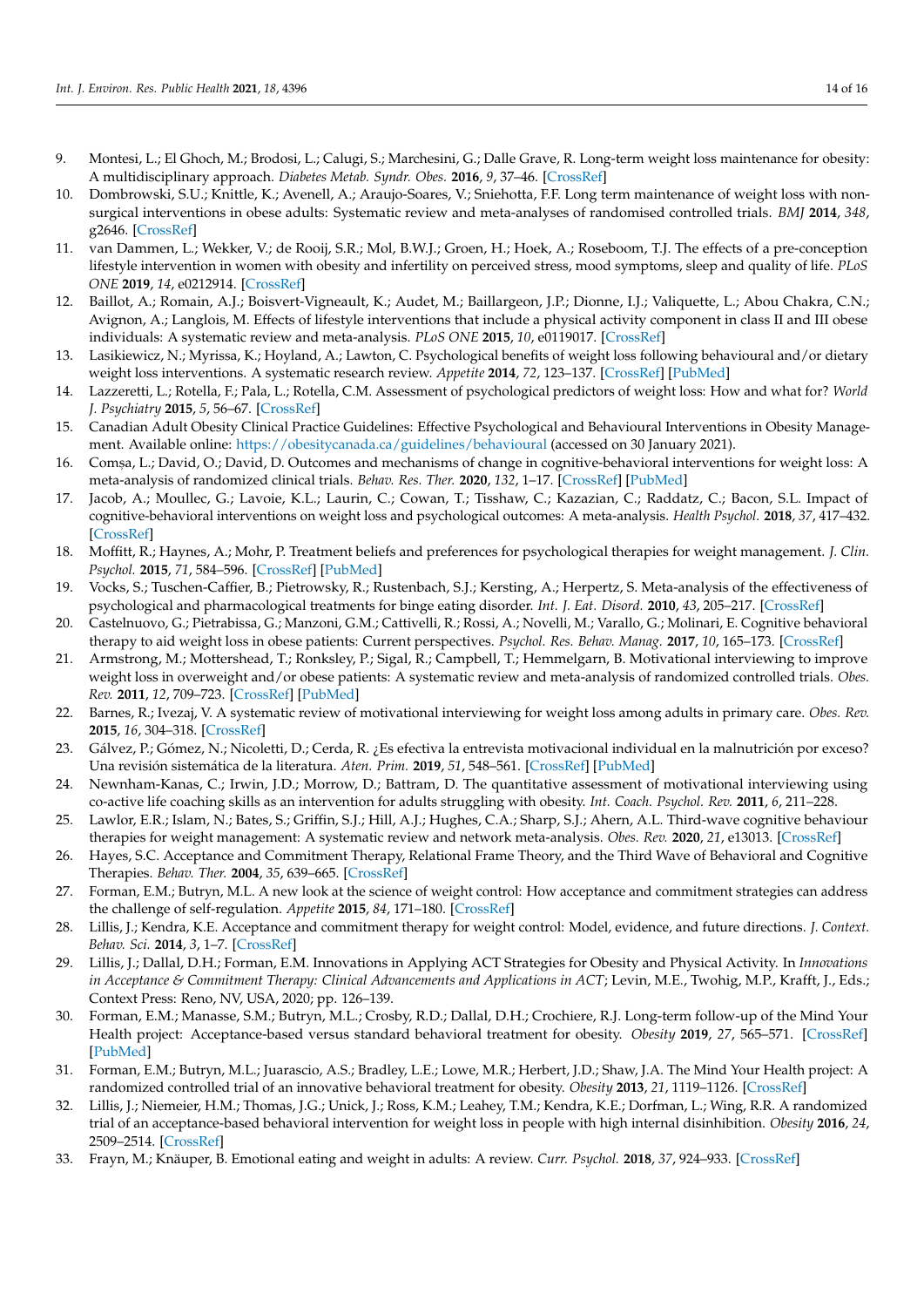9. Montesi, L.; El Ghoch, M.; Brodosi, L.; Calugi, S.; Marchesini, G.; Dalle Grave, R. Long-term weight loss maintenance for obesity: A multidisciplinary approach. *Diabetes Metab. Syndr. Obes.* **2016**, *9*, 37–46. [CrossRef]
10. Dombrowski, S.U.; Knittle, K.; Avenell, A.; Araujo-Soares, V.; Sniehotta, F.F. Long term maintenance of weight loss with non-surgical interventions in obese adults: Systematic review and meta-analyses of randomised controlled trials. *BMJ* **2014**, *348*, g2646. [CrossRef]
11. van Dammen, L.; Wekker, V.; de Rooij, S.R.; Mol, B.W.J.; Groen, H.; Hoek, A.; Roseboom, T.J. The effects of a pre-conception lifestyle intervention in women with obesity and infertility on perceived stress, mood symptoms, sleep and quality of life. *PLoS ONE* **2019**, *14*, e0212914. [CrossRef]
12. Baillot, A.; Romain, A.J.; Boisvert-Vigneault, K.; Audet, M.; Baillargeon, J.P.; Dionne, I.J.; Valiquette, L.; Abou Chakra, C.N.; Avignon, A.; Langlois, M. Effects of lifestyle interventions that include a physical activity component in class II and III obese individuals: A systematic review and meta-analysis. *PLoS ONE* **2015**, *10*, e0119017. [CrossRef]
13. Lasikiewicz, N.; Myrissa, K.; Hoyland, A.; Lawton, C. Psychological benefits of weight loss following behavioural and/or dietary weight loss interventions. A systematic research review. *Appetite* **2014**, *72*, 123–137. [CrossRef] [PubMed]
14. Lazzeretti, L.; Rotella, F.; Pala, L.; Rotella, C.M. Assessment of psychological predictors of weight loss: How and what for? *World J. Psychiatry* **2015**, *5*, 56–67. [CrossRef]
15. Canadian Adult Obesity Clinical Practice Guidelines: Effective Psychological and Behavioural Interventions in Obesity Management. Available online: https://obesitycanada.ca/guidelines/behavioural (accessed on 30 January 2021).
16. Comșa, L.; David, O.; David, D. Outcomes and mechanisms of change in cognitive-behavioral interventions for weight loss: A meta-analysis of randomized clinical trials. *Behav. Res. Ther.* **2020**, *132*, 1–17. [CrossRef] [PubMed]
17. Jacob, A.; Moullec, G.; Lavoie, K.L.; Laurin, C.; Cowan, T.; Tisshaw, C.; Kazazian, C.; Raddatz, C.; Bacon, S.L. Impact of cognitive-behavioral interventions on weight loss and psychological outcomes: A meta-analysis. *Health Psychol.* **2018**, *37*, 417–432. [CrossRef]
18. Moffitt, R.; Haynes, A.; Mohr, P. Treatment beliefs and preferences for psychological therapies for weight management. *J. Clin. Psychol.* **2015**, *71*, 584–596. [CrossRef] [PubMed]
19. Vocks, S.; Tuschen-Caffier, B.; Pietrowsky, R.; Rustenbach, S.J.; Kersting, A.; Herpertz, S. Meta-analysis of the effectiveness of psychological and pharmacological treatments for binge eating disorder. *Int. J. Eat. Disord.* **2010**, *43*, 205–217. [CrossRef]
20. Castelnuovo, G.; Pietrabissa, G.; Manzoni, G.M.; Cattivelli, R.; Rossi, A.; Novelli, M.; Varallo, G.; Molinari, E. Cognitive behavioral therapy to aid weight loss in obese patients: Current perspectives. *Psychol. Res. Behav. Manag.* **2017**, *10*, 165–173. [CrossRef]
21. Armstrong, M.; Mottershead, T.; Ronksley, P.; Sigal, R.; Campbell, T.; Hemmelgarn, B. Motivational interviewing to improve weight loss in overweight and/or obese patients: A systematic review and meta-analysis of randomized controlled trials. *Obes. Rev.* **2011**, *12*, 709–723. [CrossRef] [PubMed]
22. Barnes, R.; Ivezaj, V. A systematic review of motivational interviewing for weight loss among adults in primary care. *Obes. Rev.* **2015**, *16*, 304–318. [CrossRef]
23. Gálvez, P.; Gómez, N.; Nicoletti, D.; Cerda, R. ¿Es efectiva la entrevista motivacional individual en la malnutrición por exceso? Una revisión sistemática de la literatura. *Aten. Prim.* **2019**, *51*, 548–561. [CrossRef] [PubMed]
24. Newnham-Kanas, C.; Irwin, J.D.; Morrow, D.; Battram, D. The quantitative assessment of motivational interviewing using co-active life coaching skills as an intervention for adults struggling with obesity. *Int. Coach. Psychol. Rev.* **2011**, *6*, 211–228.
25. Lawlor, E.R.; Islam, N.; Bates, S.; Griffin, S.J.; Hill, A.J.; Hughes, C.A.; Sharp, S.J.; Ahern, A.L. Third-wave cognitive behaviour therapies for weight management: A systematic review and network meta-analysis. *Obes. Rev.* **2020**, *21*, e13013. [CrossRef]
26. Hayes, S.C. Acceptance and Commitment Therapy, Relational Frame Theory, and the Third Wave of Behavioral and Cognitive Therapies. *Behav. Ther.* **2004**, *35*, 639–665. [CrossRef]
27. Forman, E.M.; Butryn, M.L. A new look at the science of weight control: How acceptance and commitment strategies can address the challenge of self-regulation. *Appetite* **2015**, *84*, 171–180. [CrossRef]
28. Lillis, J.; Kendra, K.E. Acceptance and commitment therapy for weight control: Model, evidence, and future directions. *J. Context. Behav. Sci.* **2014**, *3*, 1–7. [CrossRef]
29. Lillis, J.; Dallal, D.H.; Forman, E.M. Innovations in Applying ACT Strategies for Obesity and Physical Activity. In *Innovations in Acceptance & Commitment Therapy: Clinical Advancements and Applications in ACT*; Levin, M.E., Twohig, M.P., Krafft, J., Eds.; Context Press: Reno, NV, USA, 2020; pp. 126–139.
30. Forman, E.M.; Manasse, S.M.; Butryn, M.L.; Crosby, R.D.; Dallal, D.H.; Crochiere, R.J. Long-term follow-up of the Mind Your Health project: Acceptance-based versus standard behavioral treatment for obesity. *Obesity* **2019**, *27*, 565–571. [CrossRef] [PubMed]
31. Forman, E.M.; Butryn, M.L.; Juarascio, A.S.; Bradley, L.E.; Lowe, M.R.; Herbert, J.D.; Shaw, J.A. The Mind Your Health project: A randomized controlled trial of an innovative behavioral treatment for obesity. *Obesity* **2013**, *21*, 1119–1126. [CrossRef]
32. Lillis, J.; Niemeier, H.M.; Thomas, J.G.; Unick, J.; Ross, K.M.; Leahey, T.M.; Kendra, K.E.; Dorfman, L.; Wing, R.R. A randomized trial of an acceptance-based behavioral intervention for weight loss in people with high internal disinhibition. *Obesity* **2016**, *24*, 2509–2514. [CrossRef]
33. Frayn, M.; Knäuper, B. Emotional eating and weight in adults: A review. *Curr. Psychol.* **2018**, *37*, 924–933. [CrossRef]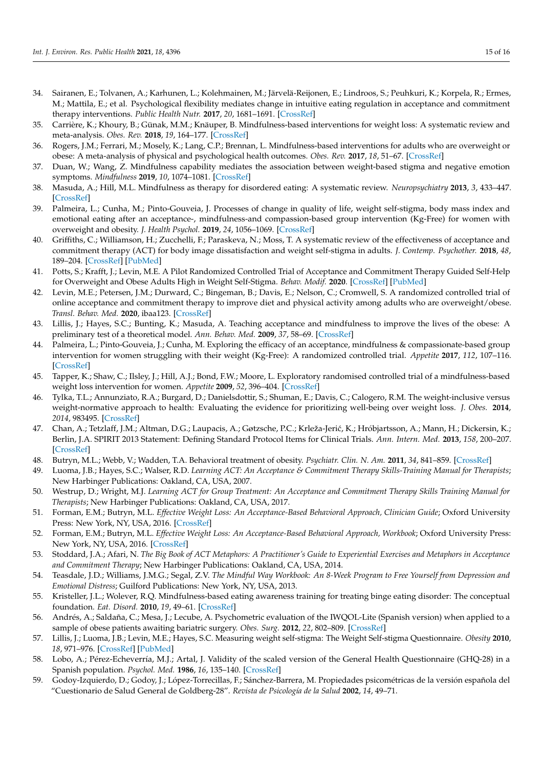34. Sairanen, E.; Tolvanen, A.; Karhunen, L.; Kolehmainen, M.; Järvelä-Reijonen, E.; Lindroos, S.; Peuhkuri, K.; Korpela, R.; Ermes, M.; Mattila, E.; et al. Psychological flexibility mediates change in intuitive eating regulation in acceptance and commitment therapy interventions. *Public Health Nutr.* **2017**, *20*, 1681–1691. [CrossRef]
35. Carrière, K.; Khoury, B.; Günak, M.M.; Knäuper, B. Mindfulness-based interventions for weight loss: A systematic review and meta-analysis. *Obes. Rev.* **2018**, *19*, 164–177. [CrossRef]
36. Rogers, J.M.; Ferrari, M.; Mosely, K.; Lang, C.P.; Brennan, L. Mindfulness-based interventions for adults who are overweight or obese: A meta-analysis of physical and psychological health outcomes. *Obes. Rev.* **2017**, *18*, 51–67. [CrossRef]
37. Duan, W.; Wang, Z. Mindfulness capability mediates the association between weight-based stigma and negative emotion symptoms. *Mindfulness* **2019**, *10*, 1074–1081. [CrossRef]
38. Masuda, A.; Hill, M.L. Mindfulness as therapy for disordered eating: A systematic review. *Neuropsychiatry* **2013**, *3*, 433–447. [CrossRef]
39. Palmeira, L.; Cunha, M.; Pinto-Gouveia, J. Processes of change in quality of life, weight self-stigma, body mass index and emotional eating after an acceptance-, mindfulness-and compassion-based group intervention (Kg-Free) for women with overweight and obesity. *J. Health Psychol.* **2019**, *24*, 1056–1069. [CrossRef]
40. Griffiths, C.; Williamson, H.; Zucchelli, F.; Paraskeva, N.; Moss, T. A systematic review of the effectiveness of acceptance and commitment therapy (ACT) for body image dissatisfaction and weight self-stigma in adults. *J. Contemp. Psychother.* **2018**, *48*, 189–204. [CrossRef] [PubMed]
41. Potts, S.; Krafft, J.; Levin, M.E. A Pilot Randomized Controlled Trial of Acceptance and Commitment Therapy Guided Self-Help for Overweight and Obese Adults High in Weight Self-Stigma. *Behav. Modif.* **2020**. [CrossRef] [PubMed]
42. Levin, M.E.; Petersen, J.M.; Durward, C.; Bingeman, B.; Davis, E.; Nelson, C.; Cromwell, S. A randomized controlled trial of online acceptance and commitment therapy to improve diet and physical activity among adults who are overweight/obese. *Transl. Behav. Med.* **2020**, ibaa123. [CrossRef]
43. Lillis, J.; Hayes, S.C.; Bunting, K.; Masuda, A. Teaching acceptance and mindfulness to improve the lives of the obese: A preliminary test of a theoretical model. *Ann. Behav. Med.* **2009**, *37*, 58–69. [CrossRef]
44. Palmeira, L.; Pinto-Gouveia, J.; Cunha, M. Exploring the efficacy of an acceptance, mindfulness & compassionate-based group intervention for women struggling with their weight (Kg-Free): A randomized controlled trial. *Appetite* **2017**, *112*, 107–116. [CrossRef]
45. Tapper, K.; Shaw, C.; Ilsley, J.; Hill, A.J.; Bond, F.W.; Moore, L. Exploratory randomised controlled trial of a mindfulness-based weight loss intervention for women. *Appetite* **2009**, *52*, 396–404. [CrossRef]
46. Tylka, T.L.; Annunziato, R.A.; Burgard, D.; Danielsdottir, S.; Shuman, E.; Davis, C.; Calogero, R.M. The weight-inclusive versus weight-normative approach to health: Evaluating the evidence for prioritizing well-being over weight loss. *J. Obes.* **2014**, *2014*, 983495. [CrossRef]
47. Chan, A.; Tetzlaff, J.M.; Altman, D.G.; Laupacis, A.; Gøtzsche, P.C.; Krleža-Jerić, K.; Hróbjartsson, A.; Mann, H.; Dickersin, K.; Berlin, J.A. SPIRIT 2013 Statement: Defining Standard Protocol Items for Clinical Trials. *Ann. Intern. Med.* **2013**, *158*, 200–207. [CrossRef]
48. Butryn, M.L.; Webb, V.; Wadden, T.A. Behavioral treatment of obesity. *Psychiatr. Clin. N. Am.* **2011**, *34*, 841–859. [CrossRef]
49. Luoma, J.B.; Hayes, S.C.; Walser, R.D. *Learning ACT: An Acceptance & Commitment Therapy Skills-Training Manual for Therapists*; New Harbinger Publications: Oakland, CA, USA, 2007.
50. Westrup, D.; Wright, M.J. *Learning ACT for Group Treatment: An Acceptance and Commitment Therapy Skills Training Manual for Therapists*; New Harbinger Publications: Oakland, CA, USA, 2017.
51. Forman, E.M.; Butryn, M.L. *Effective Weight Loss: An Acceptance-Based Behavioral Approach, Clinician Guide*; Oxford University Press: New York, NY, USA, 2016. [CrossRef]
52. Forman, E.M.; Butryn, M.L. *Effective Weight Loss: An Acceptance-Based Behavioral Approach, Workbook*; Oxford University Press: New York, NY, USA, 2016. [CrossRef]
53. Stoddard, J.A.; Afari, N. *The Big Book of ACT Metaphors: A Practitioner's Guide to Experiential Exercises and Metaphors in Acceptance and Commitment Therapy*; New Harbinger Publications: Oakland, CA, USA, 2014.
54. Teasdale, J.D.; Williams, J.M.G.; Segal, Z.V. *The Mindful Way Workbook: An 8-Week Program to Free Yourself from Depression and Emotional Distress*; Guilford Publications: New York, NY, USA, 2013.
55. Kristeller, J.L.; Wolever, R.Q. Mindfulness-based eating awareness training for treating binge eating disorder: The conceptual foundation. *Eat. Disord.* **2010**, *19*, 49–61. [CrossRef]
56. Andrés, A.; Saldaña, C.; Mesa, J.; Lecube, A. Psychometric evaluation of the IWQOL-Lite (Spanish version) when applied to a sample of obese patients awaiting bariatric surgery. *Obes. Surg.* **2012**, *22*, 802–809. [CrossRef]
57. Lillis, J.; Luoma, J.B.; Levin, M.E.; Hayes, S.C. Measuring weight self-stigma: The Weight Self-stigma Questionnaire. *Obesity* **2010**, *18*, 971–976. [CrossRef] [PubMed]
58. Lobo, A.; Pérez-Echeverría, M.J.; Artal, J. Validity of the scaled version of the General Health Questionnaire (GHQ-28) in a Spanish population. *Psychol. Med.* **1986**, *16*, 135–140. [CrossRef]
59. Godoy-Izquierdo, D.; Godoy, J.; López-Torrecillas, F.; Sánchez-Barrera, M. Propiedades psicométricas de la versión española del "Cuestionario de Salud General de Goldberg-28". *Revista de Psicología de la Salud* **2002**, *14*, 49–71.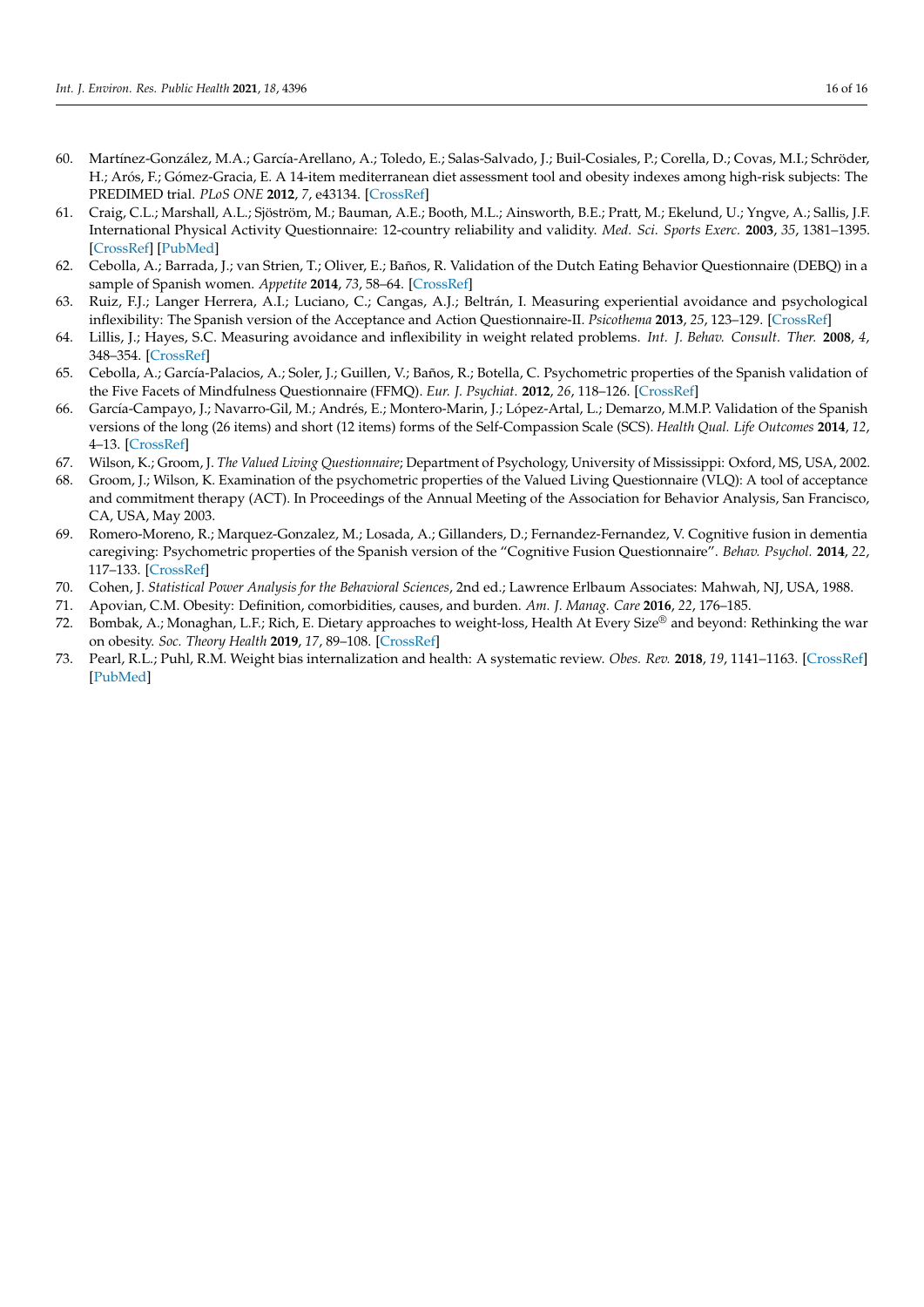60. Martínez-González, M.A.; García-Arellano, A.; Toledo, E.; Salas-Salvado, J.; Buil-Cosiales, P.; Corella, D.; Covas, M.I.; Schröder, H.; Arós, F.; Gómez-Gracia, E. A 14-item mediterranean diet assessment tool and obesity indexes among high-risk subjects: The PREDIMED trial. *PLoS ONE* **2012**, *7*, e43134. [CrossRef]
61. Craig, C.L.; Marshall, A.L.; Sjöström, M.; Bauman, A.E.; Booth, M.L.; Ainsworth, B.E.; Pratt, M.; Ekelund, U.; Yngve, A.; Sallis, J.F. International Physical Activity Questionnaire: 12-country reliability and validity. *Med. Sci. Sports Exerc.* **2003**, *35*, 1381–1395. [CrossRef] [PubMed]
62. Cebolla, A.; Barrada, J.; van Strien, T.; Oliver, E.; Baños, R. Validation of the Dutch Eating Behavior Questionnaire (DEBQ) in a sample of Spanish women. *Appetite* **2014**, *73*, 58–64. [CrossRef]
63. Ruiz, F.J.; Langer Herrera, A.I.; Luciano, C.; Cangas, A.J.; Beltrán, I. Measuring experiential avoidance and psychological inflexibility: The Spanish version of the Acceptance and Action Questionnaire-II. *Psicothema* **2013**, *25*, 123–129. [CrossRef]
64. Lillis, J.; Hayes, S.C. Measuring avoidance and inflexibility in weight related problems. *Int. J. Behav. Consult. Ther.* **2008**, *4*, 348–354. [CrossRef]
65. Cebolla, A.; García-Palacios, A.; Soler, J.; Guillen, V.; Baños, R.; Botella, C. Psychometric properties of the Spanish validation of the Five Facets of Mindfulness Questionnaire (FFMQ). *Eur. J. Psychiat.* **2012**, *26*, 118–126. [CrossRef]
66. García-Campayo, J.; Navarro-Gil, M.; Andrés, E.; Montero-Marin, J.; López-Artal, L.; Demarzo, M.M.P. Validation of the Spanish versions of the long (26 items) and short (12 items) forms of the Self-Compassion Scale (SCS). *Health Qual. Life Outcomes* **2014**, *12*, 4–13. [CrossRef]
67. Wilson, K.; Groom, J. *The Valued Living Questionnaire*; Department of Psychology, University of Mississippi: Oxford, MS, USA, 2002.
68. Groom, J.; Wilson, K. Examination of the psychometric properties of the Valued Living Questionnaire (VLQ): A tool of acceptance and commitment therapy (ACT). In Proceedings of the Annual Meeting of the Association for Behavior Analysis, San Francisco, CA, USA, May 2003.
69. Romero-Moreno, R.; Marquez-Gonzalez, M.; Losada, A.; Gillanders, D.; Fernandez-Fernandez, V. Cognitive fusion in dementia caregiving: Psychometric properties of the Spanish version of the "Cognitive Fusion Questionnaire". *Behav. Psychol.* **2014**, *22*, 117–133. [CrossRef]
70. Cohen, J. *Statistical Power Analysis for the Behavioral Sciences*, 2nd ed.; Lawrence Erlbaum Associates: Mahwah, NJ, USA, 1988.
71. Apovian, C.M. Obesity: Definition, comorbidities, causes, and burden. *Am. J. Manag. Care* **2016**, *22*, 176–185.
72. Bombak, A.; Monaghan, L.F.; Rich, E. Dietary approaches to weight-loss, Health At Every Size® and beyond: Rethinking the war on obesity. *Soc. Theory Health* **2019**, *17*, 89–108. [CrossRef]
73. Pearl, R.L.; Puhl, R.M. Weight bias internalization and health: A systematic review. *Obes. Rev.* **2018**, *19*, 1141–1163. [CrossRef] [PubMed]